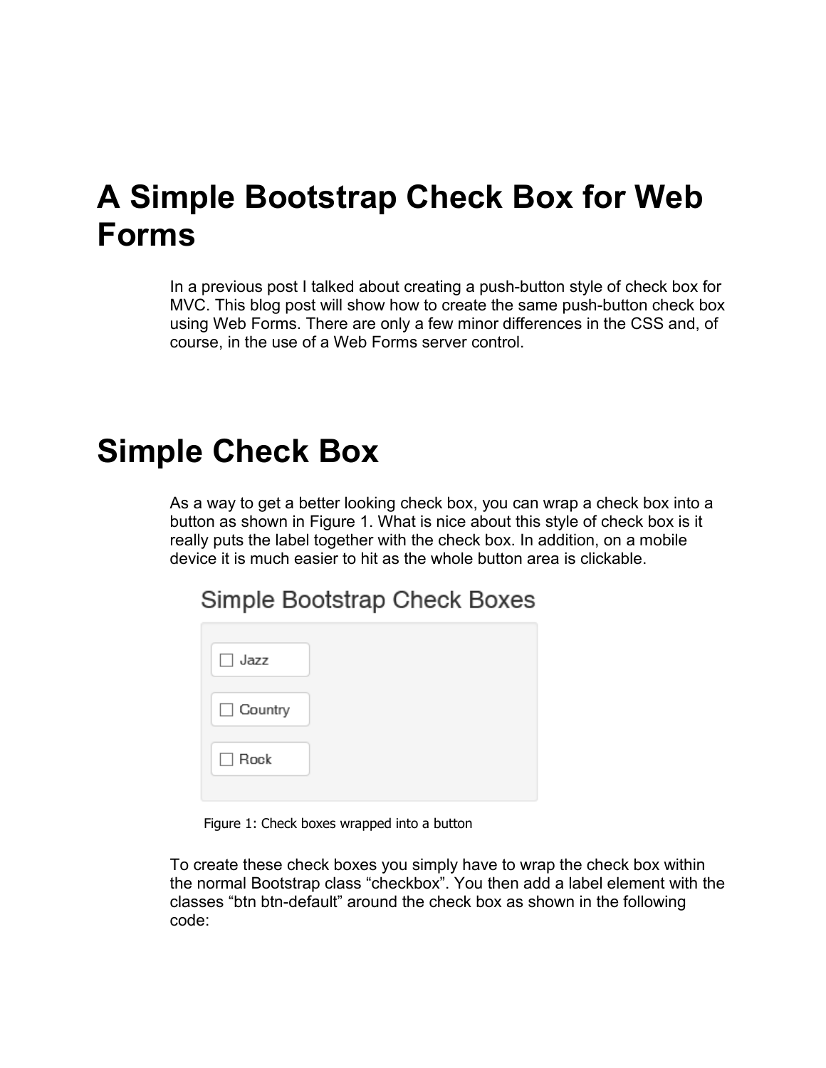# A Simple Bootstrap Check Box for Web Forms

In a previous post I talked about creating a push-button style of check box for MVC. This blog post will show how to create the same push-button check box using Web Forms. There are only a few minor differences in the CSS and, of course, in the use of a Web Forms server control.

# Simple Check Box

As a way to get a better looking check box, you can wrap a check box into a button as shown in Figure 1. What is nice about this style of check box is it really puts the label together with the check box. In addition, on a mobile device it is much easier to hit as the whole button area is clickable.

Figure 1: Check boxes wrapped into a button

To create these check boxes you simply have to wrap the check box within the normal Bootstrap class "checkbox". You then add a label element with the classes "btn btn-default" around the check box as shown in the following code: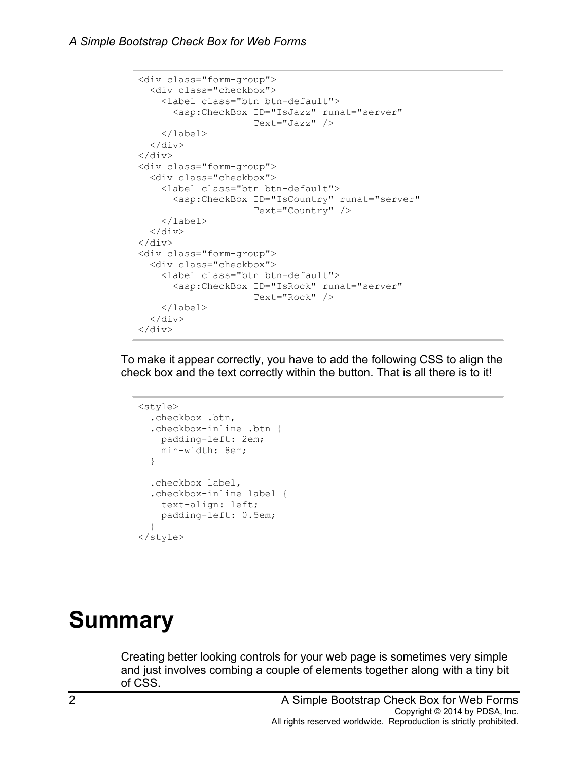```
<div class="form-group">
  <div class="checkbox">
    <label class="btn btn-default">
      <asp:CheckBox ID="IsJazz" runat="server"
                    Text="Jazz" />
    </label>
  </div>
</div>
<div class="form-group">
  <div class="checkbox">
    <label class="btn btn-default">
      <asp:CheckBox ID="IsCountry" runat="server"
                    Text="Country" />
    </label>
  </div>
</div>
<div class="form-group">
  <div class="checkbox">
    <label class="btn btn-default">
      <asp:CheckBox ID="IsRock" runat="server"
                    Text="Rock" />
    </label>
  </div>
</div>
```

To make it appear correctly, you have to add the following CSS to align the check box and the text correctly within the button. That is all there is to it!

```
<style>
  .checkbox .btn,
  .checkbox-inline .btn {
    padding-left: 2em;
    min-width: 8em;
  }

  .checkbox label,
  .checkbox-inline label {
    text-align: left;
    padding-left: 0.5em;
  }
</style>
```

# Summary

Creating better looking controls for your web page is sometimes very simple and just involves combing a couple of elements together along with a tiny bit of CSS.